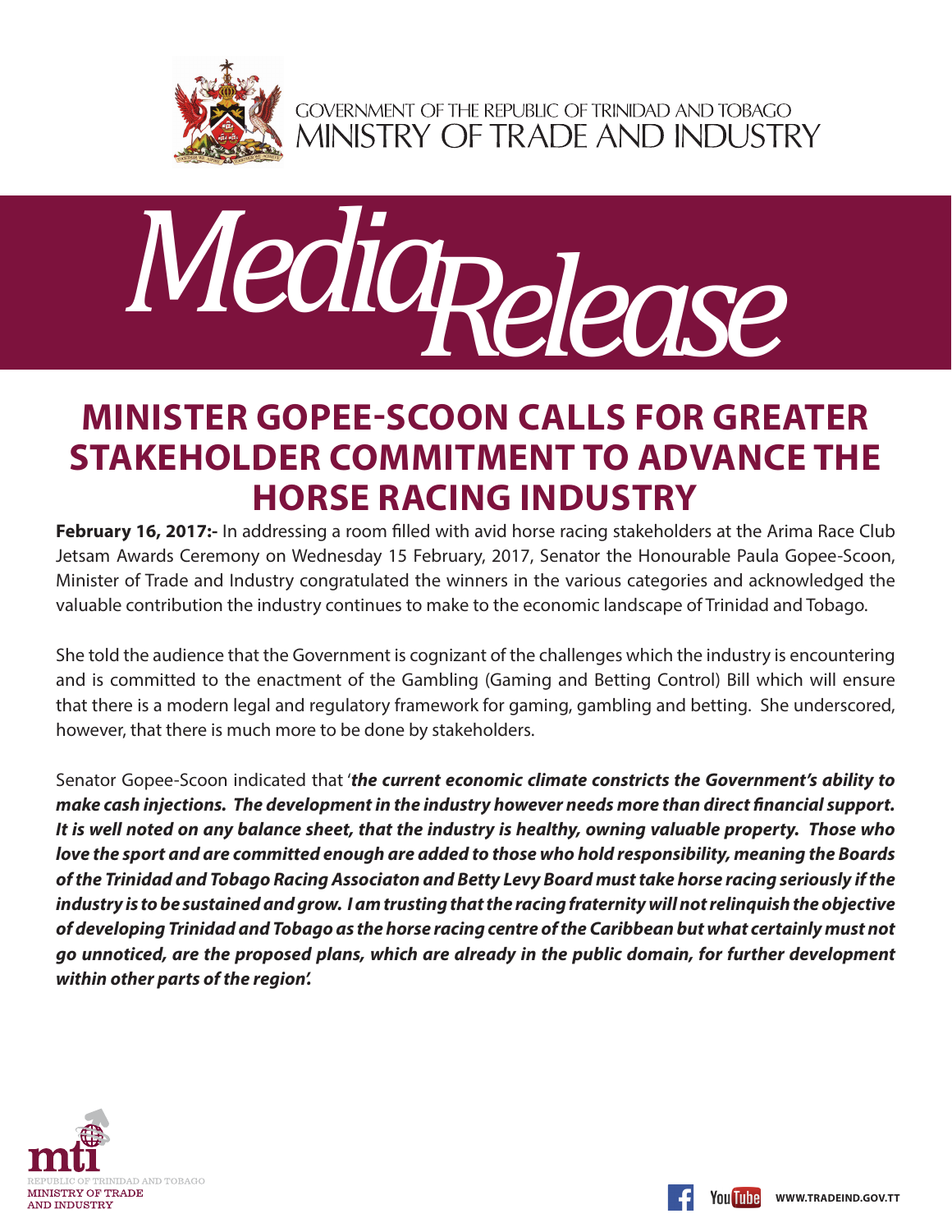GOVERNMENT OF THE REPUBLIC OF TRINIDAD AND TOBAGO
MINISTRY OF TRADE AND INDUSTRY

# Media Release

## MINISTER GOPEE-SCOON CALLS FOR GREATER STAKEHOLDER COMMITMENT TO ADVANCE THE HORSE RACING INDUSTRY

**February 16, 2017:-** In addressing a room filled with avid horse racing stakeholders at the Arima Race Club Jetsam Awards Ceremony on Wednesday 15 February, 2017, Senator the Honourable Paula Gopee-Scoon, Minister of Trade and Industry congratulated the winners in the various categories and acknowledged the valuable contribution the industry continues to make to the economic landscape of Trinidad and Tobago.

She told the audience that the Government is cognizant of the challenges which the industry is encountering and is committed to the enactment of the Gambling (Gaming and Betting Control) Bill which will ensure that there is a modern legal and regulatory framework for gaming, gambling and betting. She underscored, however, that there is much more to be done by stakeholders.

Senator Gopee-Scoon indicated that '***the current economic climate constricts the Government's ability to make cash injections. The development in the industry however needs more than direct financial support. It is well noted on any balance sheet, that the industry is healthy, owning valuable property. Those who love the sport and are committed enough are added to those who hold responsibility, meaning the Boards of the Trinidad and Tobago Racing Associaton and Betty Levy Board must take horse racing seriously if the industry is to be sustained and grow. I am trusting that the racing fraternity will not relinquish the objective of developing Trinidad and Tobago as the horse racing centre of the Caribbean but what certainly must not go unnoticed, are the proposed plans, which are already in the public domain, for further development within other parts of the region'.***

mti REPUBLIC OF TRINIDAD AND TOBAGO MINISTRY OF TRADE AND INDUSTRY

WWW.TRADEIND.GOV.TT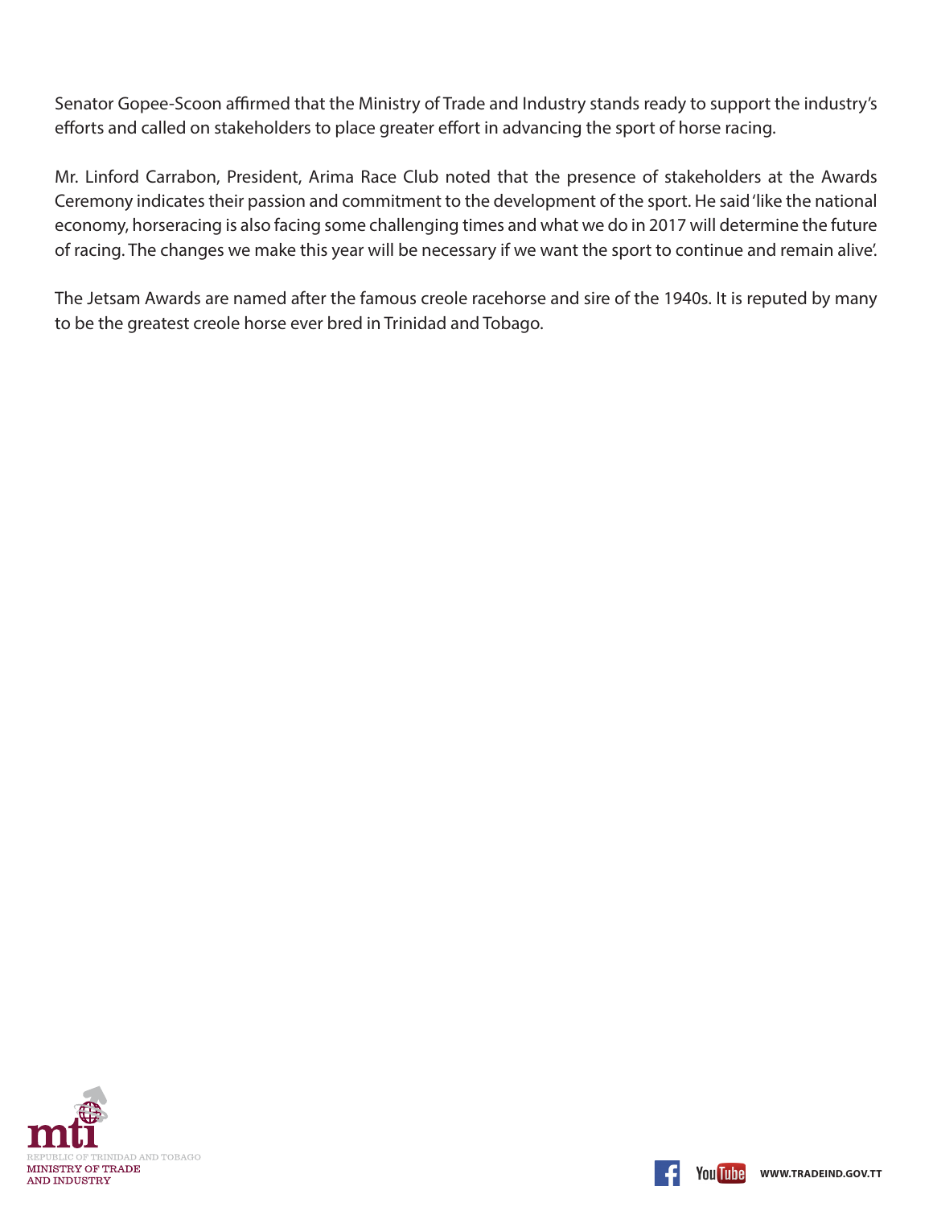Senator Gopee-Scoon affirmed that the Ministry of Trade and Industry stands ready to support the industry's efforts and called on stakeholders to place greater effort in advancing the sport of horse racing.

Mr. Linford Carrabon, President, Arima Race Club noted that the presence of stakeholders at the Awards Ceremony indicates their passion and commitment to the development of the sport. He said 'like the national economy, horseracing is also facing some challenging times and what we do in 2017 will determine the future of racing. The changes we make this year will be necessary if we want the sport to continue and remain alive'.

The Jetsam Awards are named after the famous creole racehorse and sire of the 1940s. It is reputed by many to be the greatest creole horse ever bred in Trinidad and Tobago.